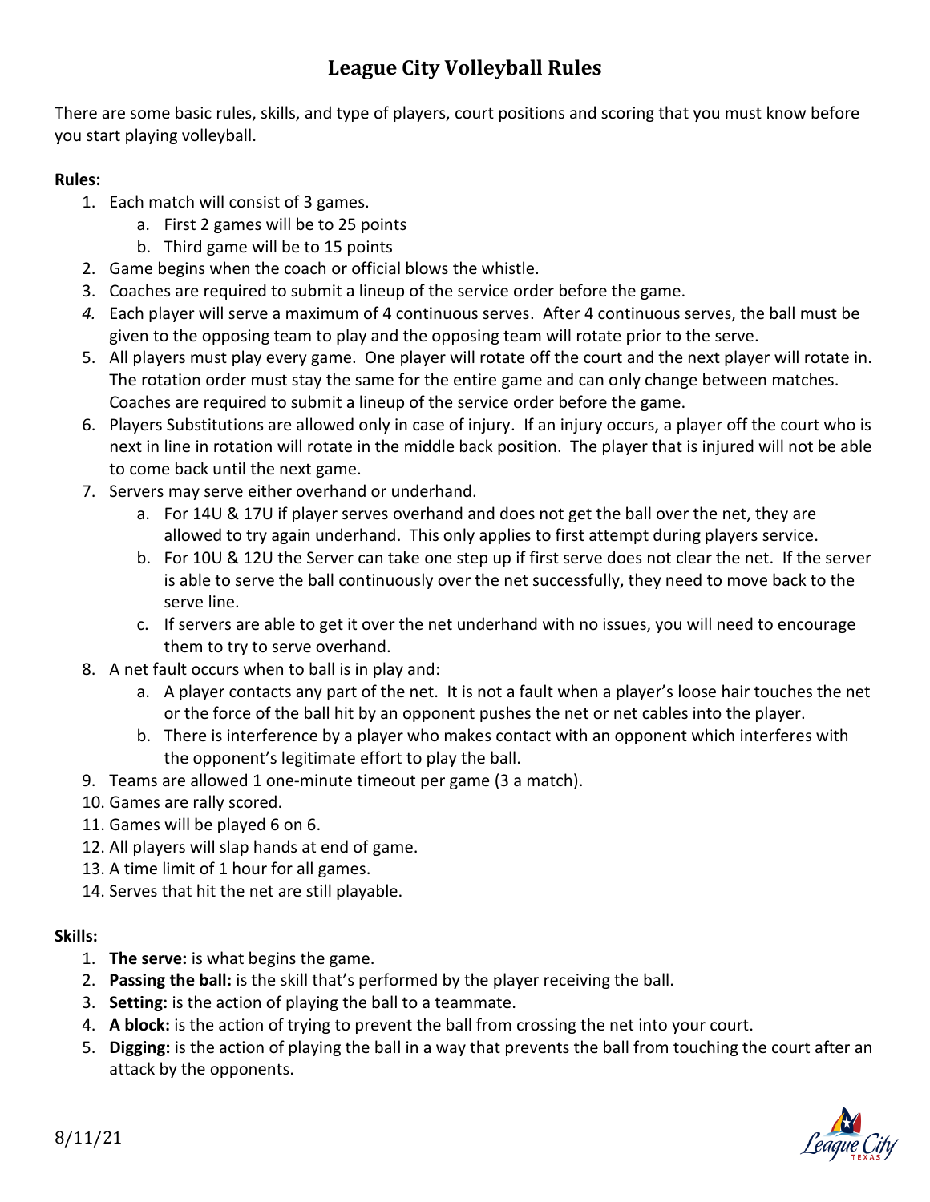# League City Volleyball Rules

There are some basic rules, skills, and type of players, court positions and scoring that you must know before you start playing volleyball.

**Rules:**

1. Each match will consist of 3 games.
    a. First 2 games will be to 25 points
    b. Third game will be to 15 points
2. Game begins when the coach or official blows the whistle.
3. Coaches are required to submit a lineup of the service order before the game.
4. Each player will serve a maximum of 4 continuous serves. After 4 continuous serves, the ball must be given to the opposing team to play and the opposing team will rotate prior to the serve.
5. All players must play every game. One player will rotate off the court and the next player will rotate in. The rotation order must stay the same for the entire game and can only change between matches. Coaches are required to submit a lineup of the service order before the game.
6. Players Substitutions are allowed only in case of injury. If an injury occurs, a player off the court who is next in line in rotation will rotate in the middle back position. The player that is injured will not be able to come back until the next game.
7. Servers may serve either overhand or underhand.
    a. For 14U & 17U if player serves overhand and does not get the ball over the net, they are allowed to try again underhand. This only applies to first attempt during players service.
    b. For 10U & 12U the Server can take one step up if first serve does not clear the net. If the server is able to serve the ball continuously over the net successfully, they need to move back to the serve line.
    c. If servers are able to get it over the net underhand with no issues, you will need to encourage them to try to serve overhand.
8. A net fault occurs when to ball is in play and:
    a. A player contacts any part of the net. It is not a fault when a player's loose hair touches the net or the force of the ball hit by an opponent pushes the net or net cables into the player.
    b. There is interference by a player who makes contact with an opponent which interferes with the opponent's legitimate effort to play the ball.
9. Teams are allowed 1 one-minute timeout per game (3 a match).
10. Games are rally scored.
11. Games will be played 6 on 6.
12. All players will slap hands at end of game.
13. A time limit of 1 hour for all games.
14. Serves that hit the net are still playable.

**Skills:**

1. **The serve:** is what begins the game.
2. **Passing the ball:** is the skill that's performed by the player receiving the ball.
3. **Setting:** is the action of playing the ball to a teammate.
4. **A block:** is the action of trying to prevent the ball from crossing the net into your court.
5. **Digging:** is the action of playing the ball in a way that prevents the ball from touching the court after an attack by the opponents.

8/11/21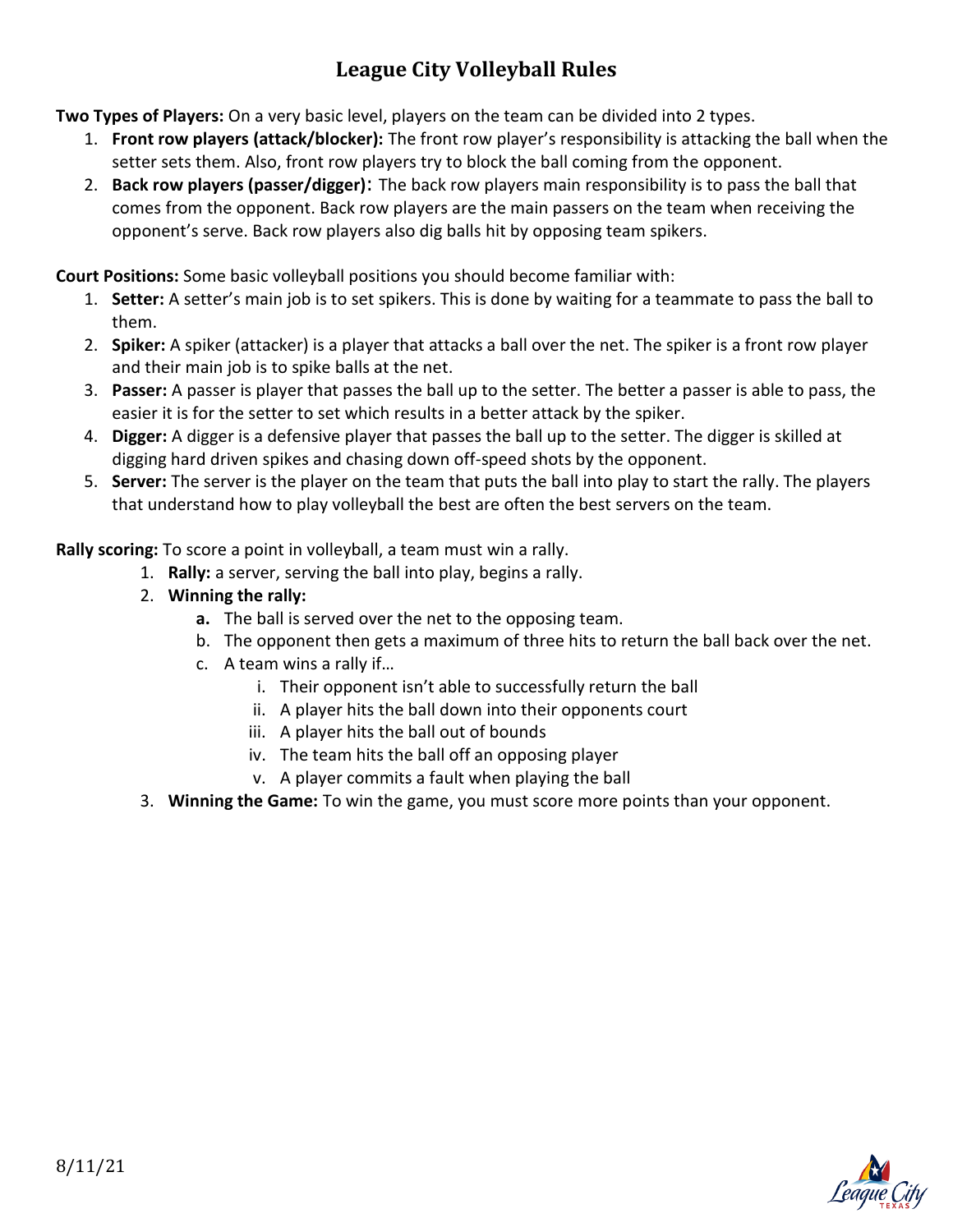# League City Volleyball Rules

**Two Types of Players:** On a very basic level, players on the team can be divided into 2 types.

1. **Front row players (attack/blocker):** The front row player's responsibility is attacking the ball when the setter sets them. Also, front row players try to block the ball coming from the opponent.
2. **Back row players (passer/digger):** The back row players main responsibility is to pass the ball that comes from the opponent. Back row players are the main passers on the team when receiving the opponent's serve. Back row players also dig balls hit by opposing team spikers.

**Court Positions:** Some basic volleyball positions you should become familiar with:

1. **Setter:** A setter's main job is to set spikers. This is done by waiting for a teammate to pass the ball to them.
2. **Spiker:** A spiker (attacker) is a player that attacks a ball over the net. The spiker is a front row player and their main job is to spike balls at the net.
3. **Passer:** A passer is player that passes the ball up to the setter. The better a passer is able to pass, the easier it is for the setter to set which results in a better attack by the spiker.
4. **Digger:** A digger is a defensive player that passes the ball up to the setter. The digger is skilled at digging hard driven spikes and chasing down off-speed shots by the opponent.
5. **Server:** The server is the player on the team that puts the ball into play to start the rally. The players that understand how to play volleyball the best are often the best servers on the team.

**Rally scoring:** To score a point in volleyball, a team must win a rally.

1. **Rally:** a server, serving the ball into play, begins a rally.
2. **Winning the rally:**
    - a. The ball is served over the net to the opposing team.
    - b. The opponent then gets a maximum of three hits to return the ball back over the net.
    - c. A team wins a rally if…
        - i. Their opponent isn't able to successfully return the ball
        - ii. A player hits the ball down into their opponents court
        - iii. A player hits the ball out of bounds
        - iv. The team hits the ball off an opposing player
        - v. A player commits a fault when playing the ball
3. **Winning the Game:** To win the game, you must score more points than your opponent.

8/11/21